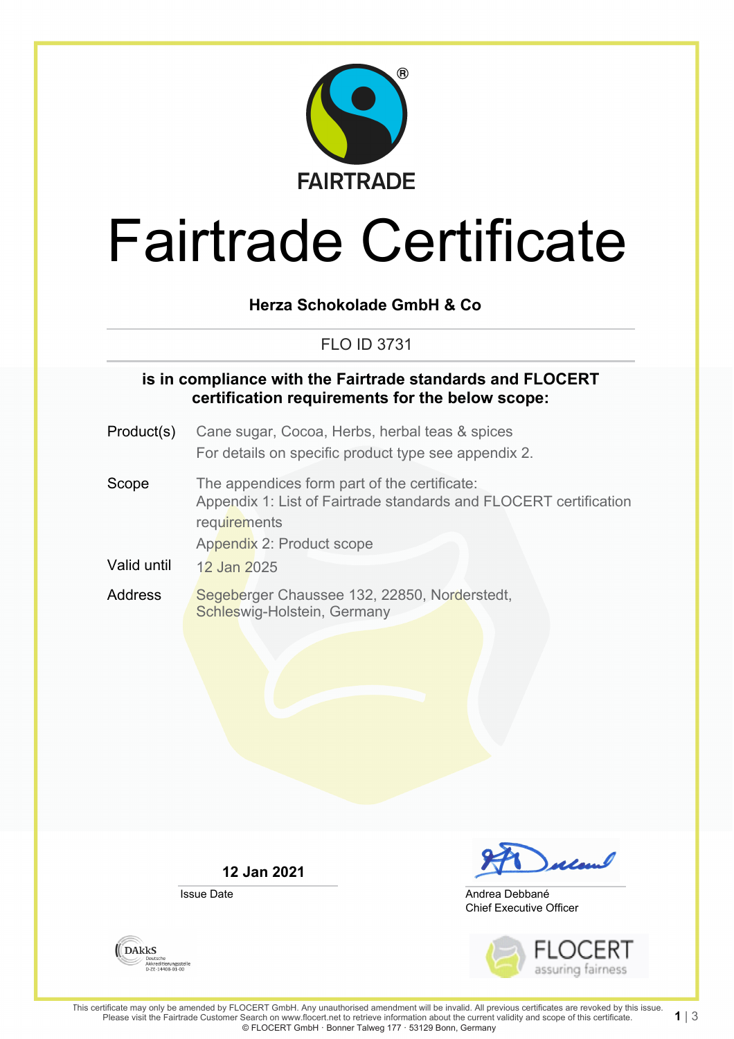FAIRTRADE

# Fairtrade Certificate

**Herza Schokolade GmbH & Co**

FLO ID 3731

**is in compliance with the Fairtrade standards and FLOCERT certification requirements for the below scope:**

| | |
|---|---|
| Product(s) | Cane sugar, Cocoa, Herbs, herbal teas & spices<br>For details on specific product type see appendix 2. |
| Scope | The appendices form part of the certificate:<br>Appendix 1: List of Fairtrade standards and FLOCERT certification requirements<br>Appendix 2: Product scope |
| Valid until | 12 Jan 2025 |
| Address | Segeberger Chaussee 132, 22850, Norderstedt, Schleswig-Holstein, Germany |

**12 Jan 2021**

Issue Date

Andrea Debbané
Chief Executive Officer

DAkkS Deutsche Akkreditierungsstelle D-ZE-14408-01-00

FLOCERT assuring fairness

This certificate may only be amended by FLOCERT GmbH. Any unauthorised amendment will be invalid. All previous certificates are revoked by this issue. Please visit the Fairtrade Customer Search on www.flocert.net to retrieve information about the current validity and scope of this certificate.
© FLOCERT GmbH · Bonner Talweg 177 · 53129 Bonn, Germany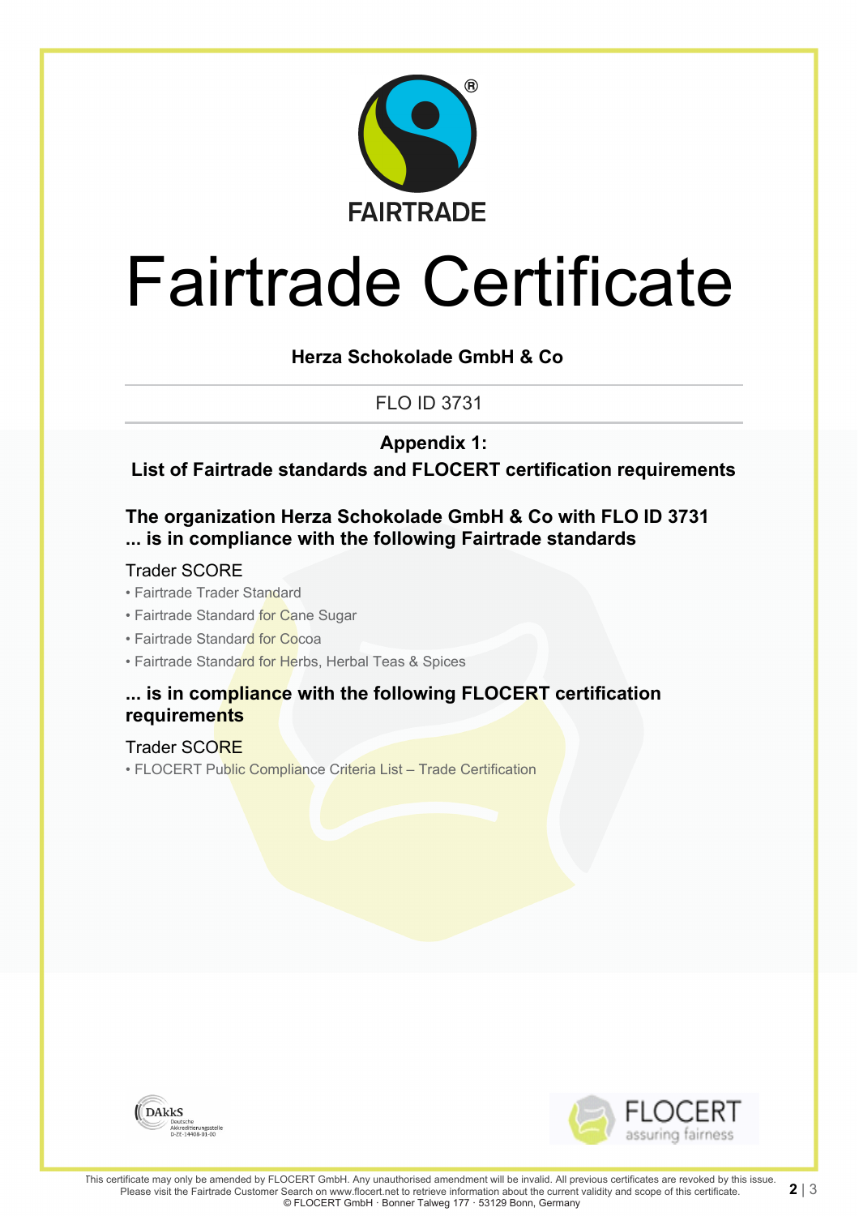FAIRTRADE

# Fairtrade Certificate

**Herza Schokolade GmbH & Co**

FLO ID 3731

**Appendix 1:**
**List of Fairtrade standards and FLOCERT certification requirements**

### The organization Herza Schokolade GmbH & Co with FLO ID 3731 ... is in compliance with the following Fairtrade standards

Trader SCORE

- Fairtrade Trader Standard
- Fairtrade Standard for Cane Sugar
- Fairtrade Standard for Cocoa
- Fairtrade Standard for Herbs, Herbal Teas & Spices

### ... is in compliance with the following FLOCERT certification requirements

Trader SCORE

- FLOCERT Public Compliance Criteria List – Trade Certification

DAkkS Deutsche Akkreditierungsstelle D-ZE-14408-01-00

FLOCERT assuring fairness

This certificate may only be amended by FLOCERT GmbH. Any unauthorised amendment will be invalid. All previous certificates are revoked by this issue. Please visit the Fairtrade Customer Search on www.flocert.net to retrieve information about the current validity and scope of this certificate.
© FLOCERT GmbH · Bonner Talweg 177 · 53129 Bonn, Germany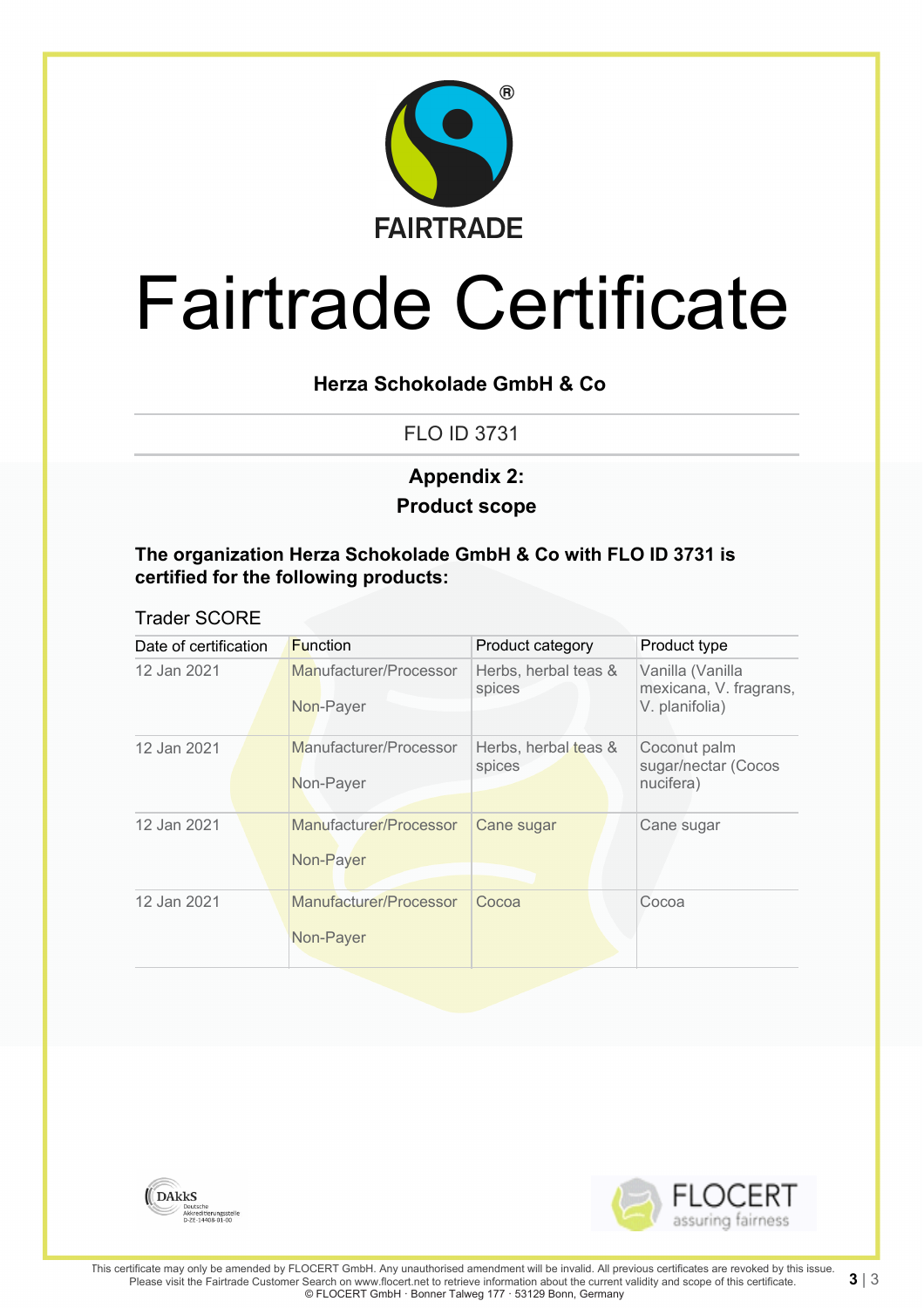FAIRTRADE

# Fairtrade Certificate

**Herza Schokolade GmbH & Co**

FLO ID 3731

**Appendix 2:**
**Product scope**

**The organization Herza Schokolade GmbH & Co with FLO ID 3731 is certified for the following products:**

Trader SCORE

| Date of certification | Function | Product category | Product type |
|---|---|---|---|
| 12 Jan 2021 | Manufacturer/Processor<br><br>Non-Payer | Herbs, herbal teas & spices | Vanilla (Vanilla mexicana, V. fragrans, V. planifolia) |
| 12 Jan 2021 | Manufacturer/Processor<br><br>Non-Payer | Herbs, herbal teas & spices | Coconut palm sugar/nectar (Cocos nucifera) |
| 12 Jan 2021 | Manufacturer/Processor<br><br>Non-Payer | Cane sugar | Cane sugar |
| 12 Jan 2021 | Manufacturer/Processor<br><br>Non-Payer | Cocoa | Cocoa |

DAkkS Deutsche Akkreditierungsstelle D-ZE-14408-01-00

FLOCERT assuring fairness

This certificate may only be amended by FLOCERT GmbH. Any unauthorised amendment will be invalid. All previous certificates are revoked by this issue. Please visit the Fairtrade Customer Search on www.flocert.net to retrieve information about the current validity and scope of this certificate.
© FLOCERT GmbH · Bonner Talweg 177 · 53129 Bonn, Germany